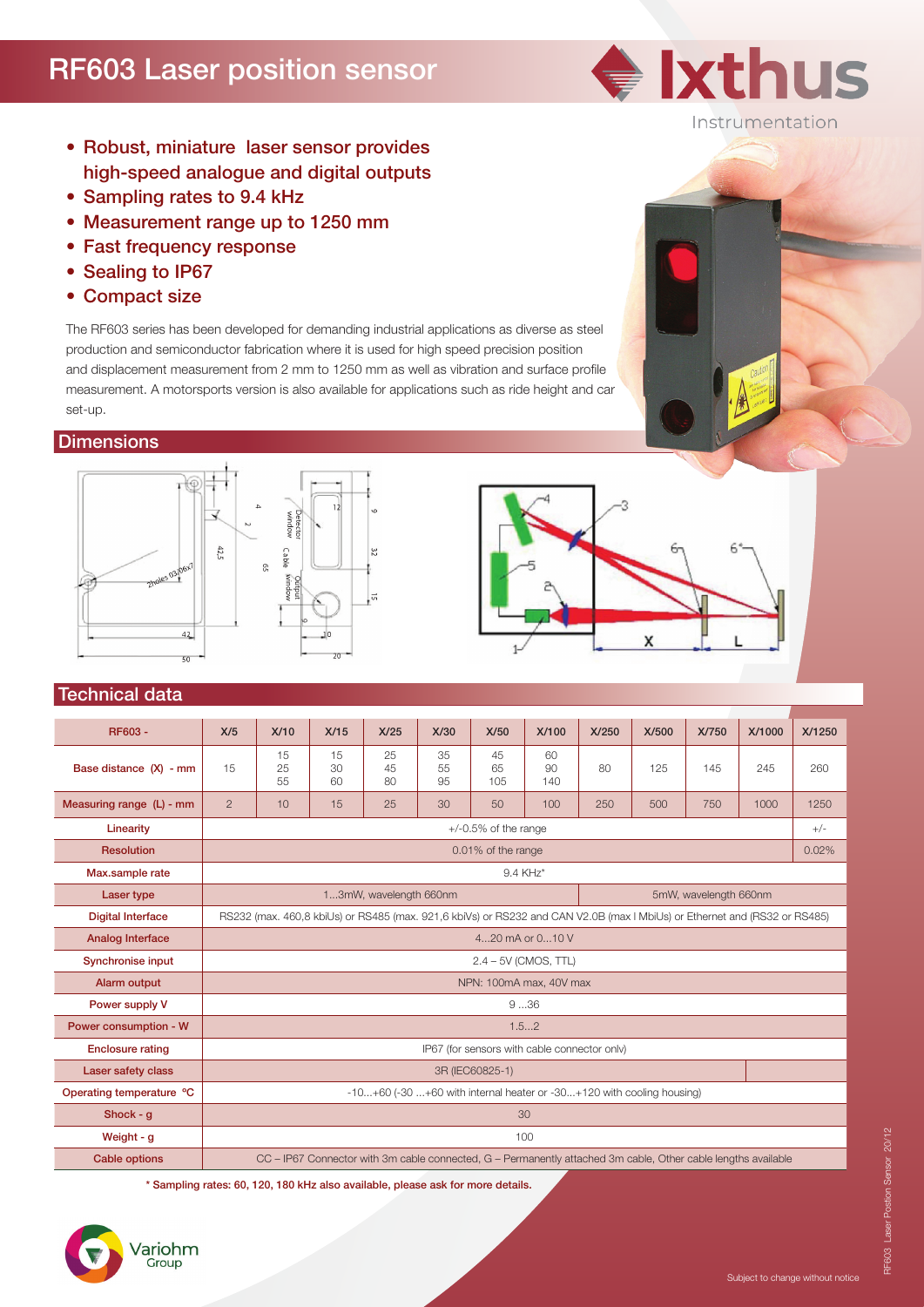# RF603 Laser position sensor

- Robust, miniature laser sensor provides high-speed analogue and digital outputs
- Sampling rates to 9.4 kHz
- Measurement range up to 1250 mm
- Fast frequency response
- Sealing to IP67
- Compact size

The RF603 series has been developed for demanding industrial applications as diverse as steel production and semiconductor fabrication where it is used for high speed precision position and displacement measurement from 2 mm to 1250 mm as well as vibration and surface profile measurement. A motorsports version is also available for applications such as ride height and car set-up.

## Dimensions

## Technical data

| RF603 - | X/5 | X/10 | X/15 | X/25 | X/30 | X/50 | X/100 | X/250 | X/500 | X/750 | X/1000 | X/1250 |
|---|---|---|---|---|---|---|---|---|---|---|---|---|
| Base distance (X) - mm | 15 | 15 25 55 | 15 30 60 | 25 45 80 | 35 55 95 | 45 65 105 | 60 90 140 | 80 | 125 | 145 | 245 | 260 |
| Measuring range (L) - mm | 2 | 10 | 15 | 25 | 30 | 50 | 100 | 250 | 500 | 750 | 1000 | 1250 |
| Linearity | +/-0.5% of the range | | | | | | | | | | | +/- |
| Resolution | 0.01% of the range | | | | | | | | | | | 0.02% |
| Max.sample rate | 9.4 KHz* | | | | | | | | | | | |
| Laser type | 1...3mW, wavelength 660nm | | | | | | | 5mW, wavelength 660nm | | | | |
| Digital Interface | RS232 (max. 460,8 kbiUs) or RS485 (max. 921,6 kbiVs) or RS232 and CAN V2.0B (max I MbiUs) or Ethernet and (RS32 or RS485) | | | | | | | | | | | |
| Analog Interface | 4...20 mA or 0...10 V | | | | | | | | | | | |
| Synchronise input | 2.4 – 5V (CMOS, TTL) | | | | | | | | | | | |
| Alarm output | NPN: 100mA max, 40V max | | | | | | | | | | | |
| Power supply V | 9 ...36 | | | | | | | | | | | |
| Power consumption - W | 1.5...2 | | | | | | | | | | | |
| Enclosure rating | IP67 (for sensors with cable connector only) | | | | | | | | | | | |
| Laser safety class | 3R (IEC60825-1) | | | | | | | | | | | |
| Operating temperature °C | -10...+60 (-30 ...+60 with internal heater or -30...+120 with cooling housing) | | | | | | | | | | | |
| Shock - g | 30 | | | | | | | | | | | |
| Weight - g | 100 | | | | | | | | | | | |
| Cable options | CC – IP67 Connector with 3m cable connected, G – Permanently attached 3m cable, Other cable lengths available | | | | | | | | | | | |

\* Sampling rates: 60, 120, 180 kHz also available, please ask for more details.

Subject to change without notice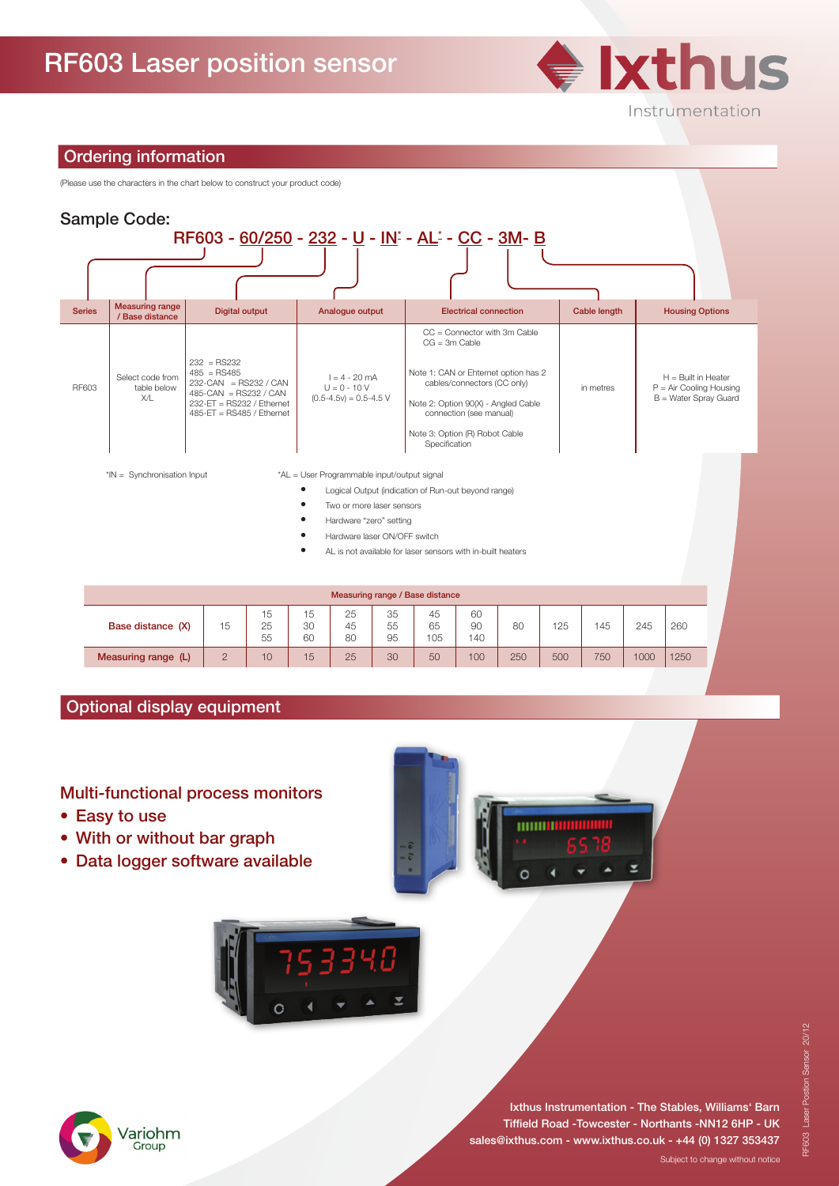# RF603 Laser position sensor

## Ordering information

(Please use the characters in the chart below to construct your product code)

### Sample Code:

RF603 - 60/250 - 232 - U - IN* - AL* - CC - 3M- B

| Series | Measuring range / Base distance | Digital output | Analogue output | Electrical connection | Cable length | Housing Options |
|---|---|---|---|---|---|---|
| RF603 | Select code from table below X/L | 232 = RS232<br>485 = RS485<br>232-CAN = RS232 / CAN<br>485-CAN = RS232 / CAN<br>232-ET = RS232 / Ethernet<br>485-ET = RS485 / Ethernet | I = 4 - 20 mA<br>U = 0 - 10 V<br>(0.5-4.5v) = 0.5-4.5 V | CC = Connector with 3m Cable<br>CG = 3m Cable<br>Note 1: CAN or Ethernet option has 2 cables/connectors (CC only)<br>Note 2: Option 90(X) - Angled Cable connection (see manual)<br>Note 3: Option (R) Robot Cable Specification | in metres | H = Built in Heater<br>P = Air Cooling Housing<br>B = Water Spray Guard |

*IN = Synchronisation Input

*AL = User Programmable input/output signal

- Logical Output (indication of Run-out beyond range)
- Two or more laser sensors
- Hardware "zero" setting
- Hardware laser ON/OFF switch
- AL is not available for laser sensors with in-built heaters

| Measuring range / Base distance | | | | | | | | | | | | |
|---|---|---|---|---|---|---|---|---|---|---|---|---|
| Base distance (X) | 15 | 15<br>25<br>55 | 15<br>30<br>60 | 25<br>45<br>80 | 35<br>55<br>95 | 45<br>65<br>105 | 60<br>90<br>140 | 80 | 125 | 145 | 245 | 260 |
| Measuring range (L) | 2 | 10 | 15 | 25 | 30 | 50 | 100 | 250 | 500 | 750 | 1000 | 1250 |

## Optional display equipment

### Multi-functional process monitors

- Easy to use
- With or without bar graph
- Data logger software available

Ixthus Instrumentation - The Stables, Williams' Barn
Tiffield Road -Towcester - Northants -NN12 6HP - UK
sales@ixthus.co.uk - www.ixthus.co.uk - +44 (0) 1327 353437

Subject to change without notice

RF603 Laser Position Sensor 20/12